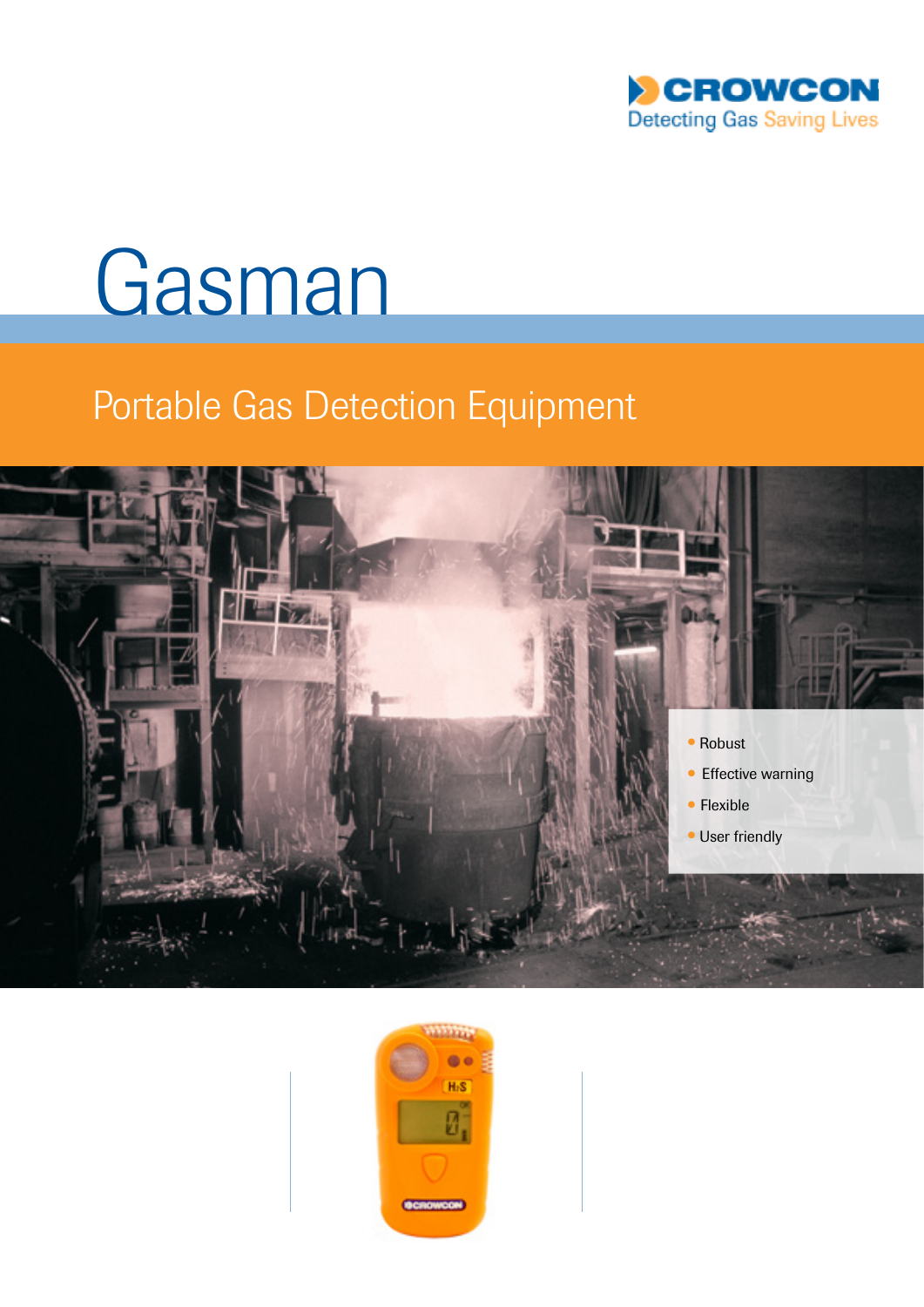CROWCON

Detecting Gas Saving Lives

# Gasman

## Portable Gas Detection Equipment

- Robust
- Effective warning
- Flexible
- User friendly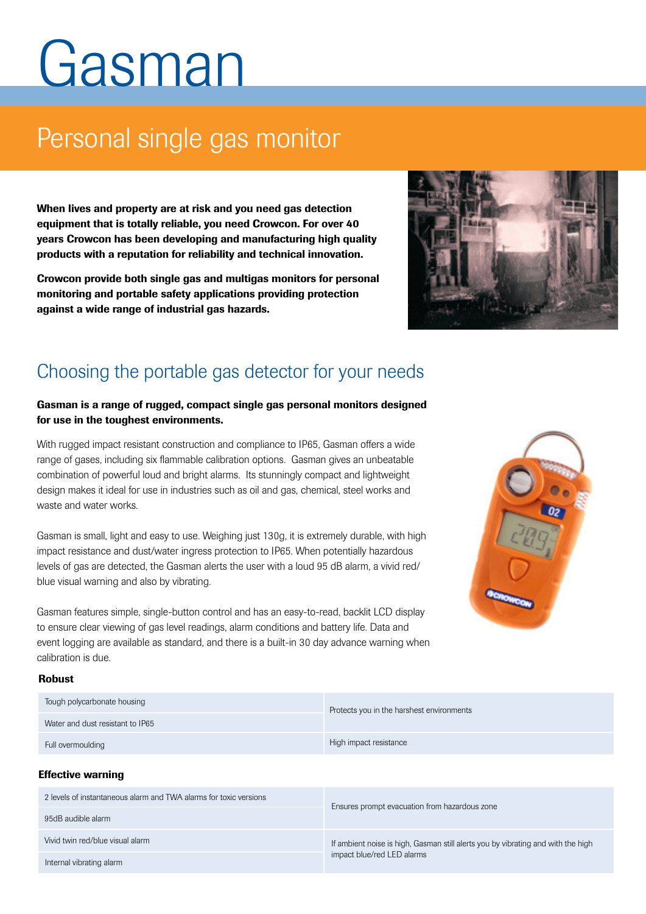# Gasman

## Personal single gas monitor

**When lives and property are at risk and you need gas detection equipment that is totally reliable, you need Crowcon. For over 40 years Crowcon has been developing and manufacturing high quality products with a reputation for reliability and technical innovation.**

**Crowcon provide both single gas and multigas monitors for personal monitoring and portable safety applications providing protection against a wide range of industrial gas hazards.**

## Choosing the portable gas detector for your needs

**Gasman is a range of rugged, compact single gas personal monitors designed for use in the toughest environments.**

With rugged impact resistant construction and compliance to IP65, Gasman offers a wide range of gases, including six flammable calibration options. Gasman gives an unbeatable combination of powerful loud and bright alarms. Its stunningly compact and lightweight design makes it ideal for use in industries such as oil and gas, chemical, steel works and waste and water works.

Gasman is small, light and easy to use. Weighing just 130g, it is extremely durable, with high impact resistance and dust/water ingress protection to IP65. When potentially hazardous levels of gas are detected, the Gasman alerts the user with a loud 95 dB alarm, a vivid red/blue visual warning and also by vibrating.

Gasman features simple, single-button control and has an easy-to-read, backlit LCD display to ensure clear viewing of gas level readings, alarm conditions and battery life. Data and event logging are available as standard, and there is a built-in 30 day advance warning when calibration is due.

### Robust

| | |
|---|---|
| Tough polycarbonate housing | Protects you in the harshest environments |
| Water and dust resistant to IP65 | |
| Full overmoulding | High impact resistance |

### Effective warning

| | |
|---|---|
| 2 levels of instantaneous alarm and TWA alarms for toxic versions | Ensures prompt evacuation from hazardous zone |
| 95dB audible alarm | |
| Vivid twin red/blue visual alarm | If ambient noise is high, Gasman still alerts you by vibrating and with the high impact blue/red LED alarms |
| Internal vibrating alarm | |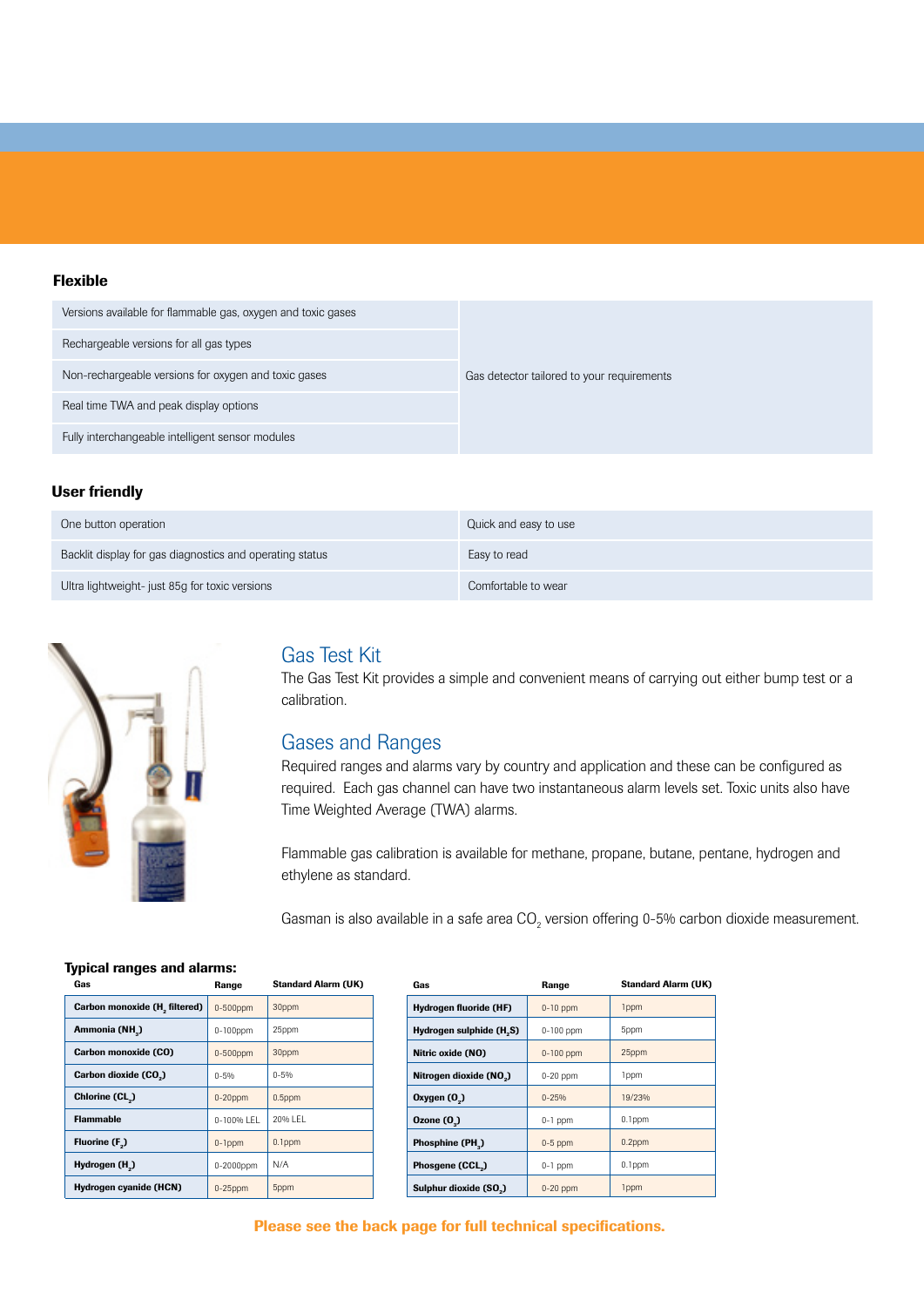### Flexible

| | |
|---|---|
| Versions available for flammable gas, oxygen and toxic gases | Gas detector tailored to your requirements |
| Rechargeable versions for all gas types | |
| Non-rechargeable versions for oxygen and toxic gases | |
| Real time TWA and peak display options | |
| Fully interchangeable intelligent sensor modules | |

### User friendly

| | |
|---|---|
| One button operation | Quick and easy to use |
| Backlit display for gas diagnostics and operating status | Easy to read |
| Ultra lightweight- just 85g for toxic versions | Comfortable to wear |

## Gas Test Kit

The Gas Test Kit provides a simple and convenient means of carrying out either bump test or a calibration.

## Gases and Ranges

Required ranges and alarms vary by country and application and these can be configured as required. Each gas channel can have two instantaneous alarm levels set. Toxic units also have Time Weighted Average (TWA) alarms.

Flammable gas calibration is available for methane, propane, butane, pentane, hydrogen and ethylene as standard.

Gasman is also available in a safe area $CO_2$ version offering 0-5% carbon dioxide measurement.

**Typical ranges and alarms:**

| Gas | Range | Standard Alarm (UK) |
|---|---|---|
| Carbon monoxide ($H_2$ filtered) | 0-500ppm | 30ppm |
| Ammonia ($NH_3$) | 0-100ppm | 25ppm |
| Carbon monoxide (CO) | 0-500ppm | 30ppm |
| Carbon dioxide ($CO_2$) | 0-5% | 0-5% |
| Chlorine ($CL_2$) | 0-20ppm | 0.5ppm |
| Flammable | 0-100% LEL | 20% LEL |
| Fluorine ($F_2$) | 0-1ppm | 0.1ppm |
| Hydrogen ($H_2$) | 0-2000ppm | N/A |
| Hydrogen cyanide (HCN) | 0-25ppm | 5ppm |

| Gas | Range | Standard Alarm (UK) |
|---|---|---|
| Hydrogen fluoride (HF) | 0-10 ppm | 1ppm |
| Hydrogen sulphide ($H_2S$) | 0-100 ppm | 5ppm |
| Nitric oxide (NO) | 0-100 ppm | 25ppm |
| Nitrogen dioxide ($NO_2$) | 0-20 ppm | 1ppm |
| Oxygen ($O_2$) | 0-25% | 19/23% |
| Ozone ($O_3$) | 0-1 ppm | 0.1ppm |
| Phosphine ($PH_3$) | 0-5 ppm | 0.2ppm |
| Phosgene ($CCL_2$) | 0-1 ppm | 0.1ppm |
| Sulphur dioxide ($SO_2$) | 0-20 ppm | 1ppm |

**Please see the back page for full technical specifications.**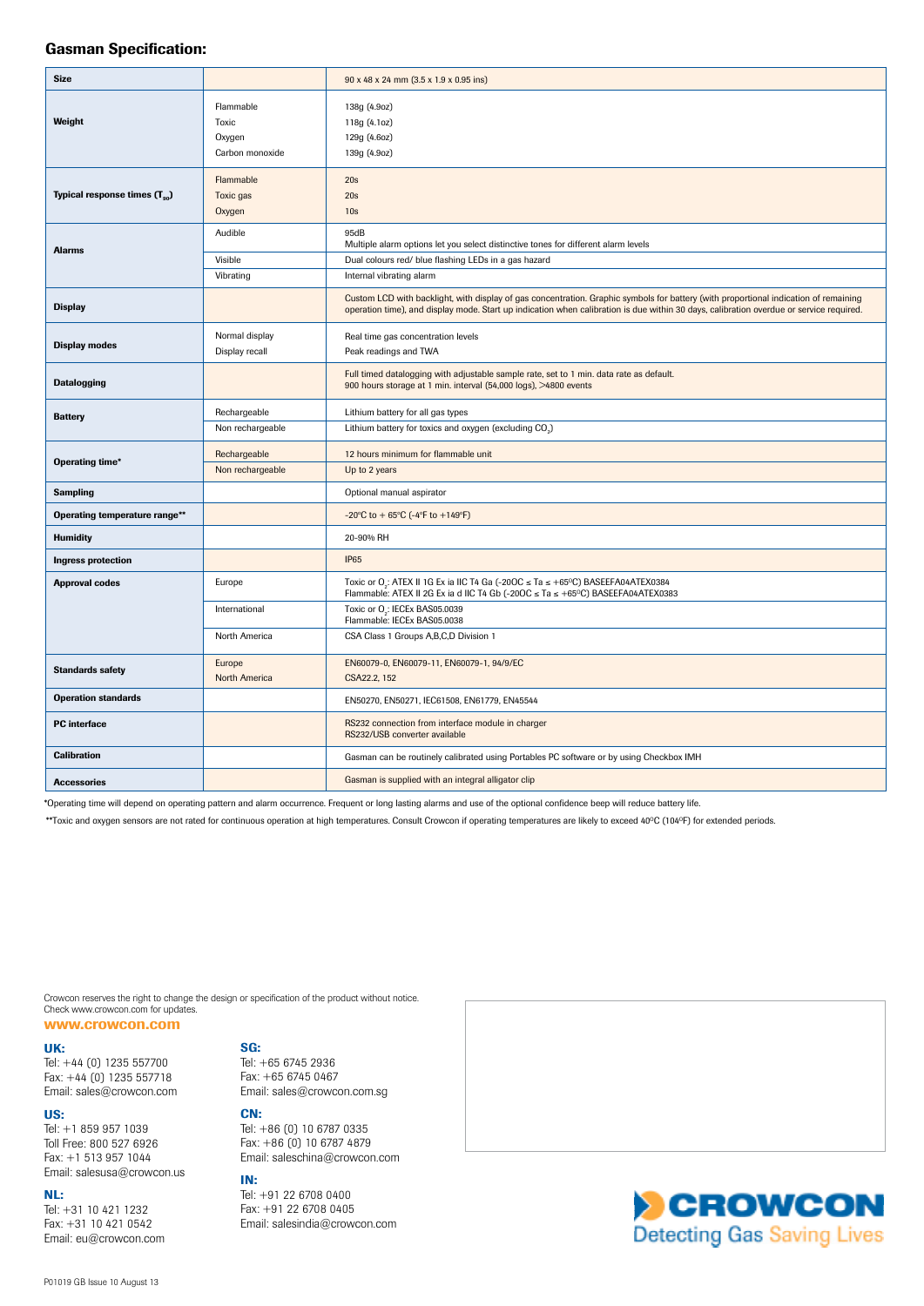## Gasman Specification:

| | | |
|---|---|---|
| **Size** | | 90 x 48 x 24 mm (3.5 x 1.9 x 0.95 ins) |
| **Weight** | Flammable<br>Toxic<br>Oxygen<br>Carbon monoxide | 138g (4.9oz)<br>118g (4.1oz)<br>129g (4.6oz)<br>139g (4.9oz) |
| **Typical response times ($T_{90}$)** | Flammable<br>Toxic gas<br>Oxygen | 20s<br>20s<br>10s |
| **Alarms** | Audible | 95dB<br>Multiple alarm options let you select distinctive tones for different alarm levels |
| | Visible | Dual colours red/ blue flashing LEDs in a gas hazard |
| | Vibrating | Internal vibrating alarm |
| **Display** | | Custom LCD with backlight, with display of gas concentration. Graphic symbols for battery (with proportional indication of remaining operation time), and display mode. Start up indication when calibration is due within 30 days, calibration overdue or service required. |
| **Display modes** | Normal display<br>Display recall | Real time gas concentration levels<br>Peak readings and TWA |
| **Datalogging** | | Full timed datalogging with adjustable sample rate, set to 1 min. data rate as default.<br>900 hours storage at 1 min. interval (54,000 logs), >4800 events |
| **Battery** | Rechargeable | Lithium battery for all gas types |
| | Non rechargeable | Lithium battery for toxics and oxygen (excluding $CO_2$) |
| **Operating time*** | Rechargeable | 12 hours minimum for flammable unit |
| | Non rechargeable | Up to 2 years |
| **Sampling** | | Optional manual aspirator |
| **Operating temperature range**** | | -20ºC to + 65ºC (-4ºF to +149ºF) |
| **Humidity** | | 20-90% RH |
| **Ingress protection** | | IP65 |
| **Approval codes** | Europe | Toxic or $O_2$: ATEX II 1G Ex ia IIC T4 Ga (-20OC ≤ Ta ≤ +65ºC) BASEEFA04ATEX0384<br>Flammable: ATEX II 2G Ex ia d IIC T4 Gb (-20OC ≤ Ta ≤ +65ºC) BASEEFA04ATEX0383 |
| | International | Toxic or $O_2$: IECEx BAS05.0039<br>Flammable: IECEx BAS05.0038 |
| | North America | CSA Class 1 Groups A,B,C,D Division 1 |
| **Standards safety** | Europe<br>North America | EN60079-0, EN60079-11, EN60079-1, 94/9/EC<br>CSA22.2, 152 |
| **Operation standards** | | EN50270, EN50271, IEC61508, EN61779, EN45544 |
| **PC interface** | | RS232 connection from interface module in charger<br>RS232/USB converter available |
| **Calibration** | | Gasman can be routinely calibrated using Portables PC software or by using Checkbox IMH |
| **Accessories** | | Gasman is supplied with an integral alligator clip |

*Operating time will depend on operating pattern and alarm occurrence. Frequent or long lasting alarms and use of the optional confidence beep will reduce battery life.

**Toxic and oxygen sensors are not rated for continuous operation at high temperatures. Consult Crowcon if operating temperatures are likely to exceed 40ºC (104ºF) for extended periods.

Crowcon reserves the right to change the design or specification of the product without notice.
Check www.crowcon.com for updates.

**www.crowcon.com**

**UK:**
Tel: +44 (0) 1235 557700
Fax: +44 (0) 1235 557718
Email: sales@crowcon.com

**US:**
Tel: +1 859 957 1039
Toll Free: 800 527 6926
Fax: +1 513 957 1044
Email: salesusa@crowcon.us

**NL:**
Tel: +31 10 421 1232
Fax: +31 10 421 0542
Email: eu@crowcon.com

**SG:**
Tel: +65 6745 2936
Fax: +65 6745 0467
Email: sales@crowcon.com.sg

**CN:**
Tel: +86 (0) 10 6787 0335
Fax: +86 (0) 10 6787 4879
Email: saleschina@crowcon.com

**IN:**
Tel: +91 22 6708 0400
Fax: +91 22 6708 0405
Email: salesindia@crowcon.com

CROWCON
Detecting Gas Saving Lives

P01019 GB Issue 10 August 13